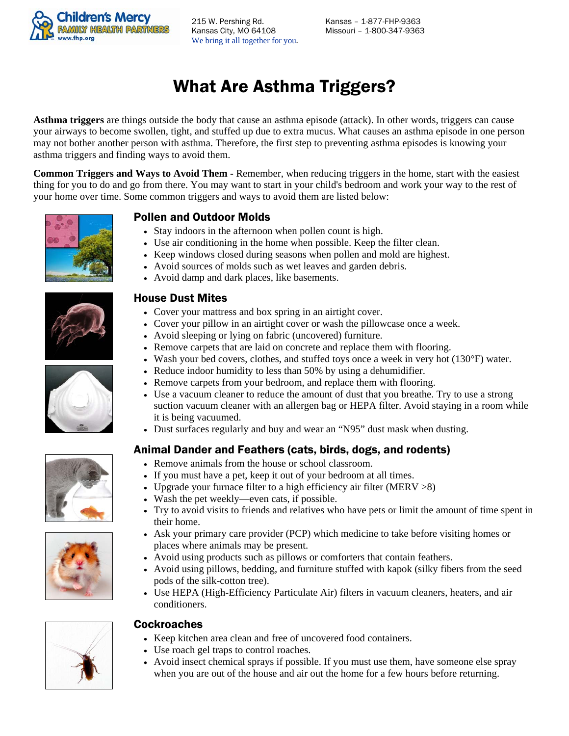Children's Mercy FAMILY HEALTH PARTNERS www.fhp.org

215 W. Pershing Rd.
Kansas City, MO 64108
We bring it all together for you.

Kansas – 1-877-FHP-9363
Missouri – 1-800-347-9363

# What Are Asthma Triggers?

**Asthma triggers** are things outside the body that cause an asthma episode (attack). In other words, triggers can cause your airways to become swollen, tight, and stuffed up due to extra mucus. What causes an asthma episode in one person may not bother another person with asthma. Therefore, the first step to preventing asthma episodes is knowing your asthma triggers and finding ways to avoid them.

**Common Triggers and Ways to Avoid Them** - Remember, when reducing triggers in the home, start with the easiest thing for you to do and go from there. You may want to start in your child's bedroom and work your way to the rest of your home over time. Some common triggers and ways to avoid them are listed below:

## Pollen and Outdoor Molds

- Stay indoors in the afternoon when pollen count is high.
- Use air conditioning in the home when possible. Keep the filter clean.
- Keep windows closed during seasons when pollen and mold are highest.
- Avoid sources of molds such as wet leaves and garden debris.
- Avoid damp and dark places, like basements.

## House Dust Mites

- Cover your mattress and box spring in an airtight cover.
- Cover your pillow in an airtight cover or wash the pillowcase once a week.
- Avoid sleeping or lying on fabric (uncovered) furniture.
- Remove carpets that are laid on concrete and replace them with flooring.
- Wash your bed covers, clothes, and stuffed toys once a week in very hot (130°F) water.
- Reduce indoor humidity to less than 50% by using a dehumidifier.
- Remove carpets from your bedroom, and replace them with flooring.
- Use a vacuum cleaner to reduce the amount of dust that you breathe. Try to use a strong suction vacuum cleaner with an allergen bag or HEPA filter. Avoid staying in a room while it is being vacuumed.
- Dust surfaces regularly and buy and wear an "N95" dust mask when dusting.

## Animal Dander and Feathers (cats, birds, dogs, and rodents)

- Remove animals from the house or school classroom.
- If you must have a pet, keep it out of your bedroom at all times.
- Upgrade your furnace filter to a high efficiency air filter (MERV >8)
- Wash the pet weekly—even cats, if possible.
- Try to avoid visits to friends and relatives who have pets or limit the amount of time spent in their home.
- Ask your primary care provider (PCP) which medicine to take before visiting homes or places where animals may be present.
- Avoid using products such as pillows or comforters that contain feathers.
- Avoid using pillows, bedding, and furniture stuffed with kapok (silky fibers from the seed pods of the silk-cotton tree).
- Use HEPA (High-Efficiency Particulate Air) filters in vacuum cleaners, heaters, and air conditioners.

## Cockroaches

- Keep kitchen area clean and free of uncovered food containers.
- Use roach gel traps to control roaches.
- Avoid insect chemical sprays if possible. If you must use them, have someone else spray when you are out of the house and air out the home for a few hours before returning.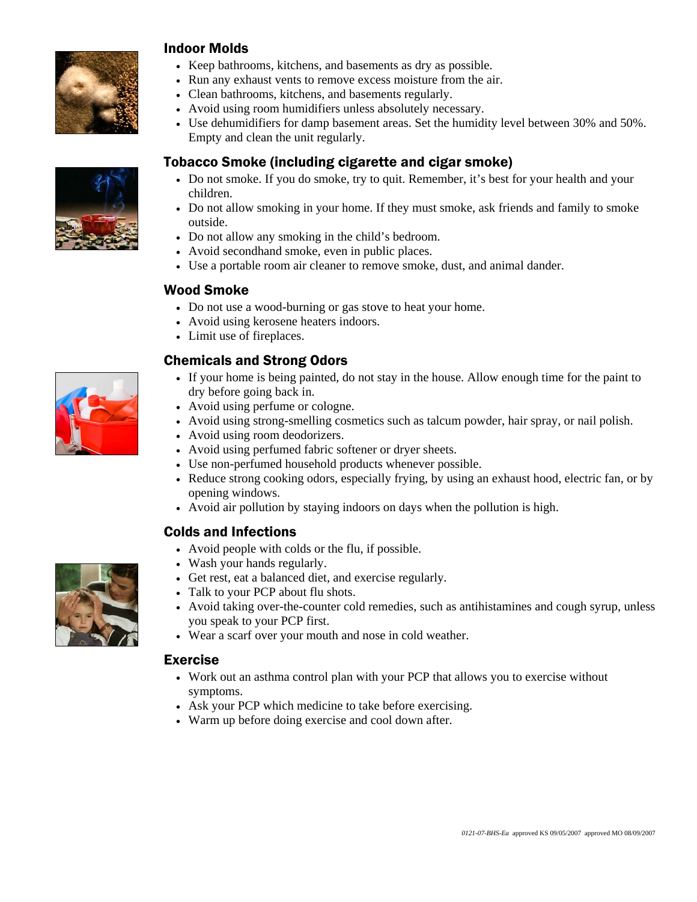## Indoor Molds

- Keep bathrooms, kitchens, and basements as dry as possible.
- Run any exhaust vents to remove excess moisture from the air.
- Clean bathrooms, kitchens, and basements regularly.
- Avoid using room humidifiers unless absolutely necessary.
- Use dehumidifiers for damp basement areas. Set the humidity level between 30% and 50%. Empty and clean the unit regularly.

## Tobacco Smoke (including cigarette and cigar smoke)

- Do not smoke. If you do smoke, try to quit. Remember, it's best for your health and your children.
- Do not allow smoking in your home. If they must smoke, ask friends and family to smoke outside.
- Do not allow any smoking in the child's bedroom.
- Avoid secondhand smoke, even in public places.
- Use a portable room air cleaner to remove smoke, dust, and animal dander.

## Wood Smoke

- Do not use a wood-burning or gas stove to heat your home.
- Avoid using kerosene heaters indoors.
- Limit use of fireplaces.

## Chemicals and Strong Odors

- If your home is being painted, do not stay in the house. Allow enough time for the paint to dry before going back in.
- Avoid using perfume or cologne.
- Avoid using strong-smelling cosmetics such as talcum powder, hair spray, or nail polish.
- Avoid using room deodorizers.
- Avoid using perfumed fabric softener or dryer sheets.
- Use non-perfumed household products whenever possible.
- Reduce strong cooking odors, especially frying, by using an exhaust hood, electric fan, or by opening windows.
- Avoid air pollution by staying indoors on days when the pollution is high.

## Colds and Infections

- Avoid people with colds or the flu, if possible.
- Wash your hands regularly.
- Get rest, eat a balanced diet, and exercise regularly.
- Talk to your PCP about flu shots.
- Avoid taking over-the-counter cold remedies, such as antihistamines and cough syrup, unless you speak to your PCP first.
- Wear a scarf over your mouth and nose in cold weather.

## Exercise

- Work out an asthma control plan with your PCP that allows you to exercise without symptoms.
- Ask your PCP which medicine to take before exercising.
- Warm up before doing exercise and cool down after.

*0121-07-BHS-Ea* approved KS 09/05/2007 approved MO 08/09/2007